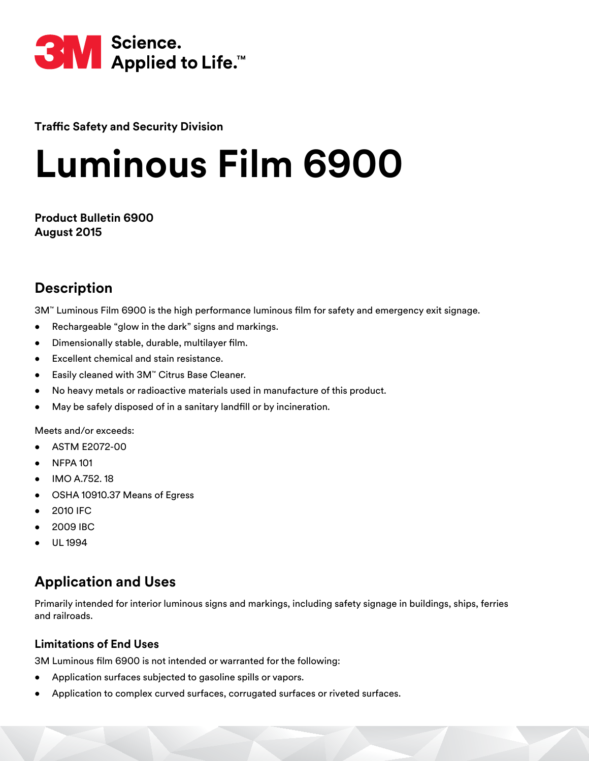3M Science. Applied to Life.™

**Traffic Safety and Security Division**

# Luminous Film 6900

**Product Bulletin 6900**
**August 2015**

## Description

3M™ Luminous Film 6900 is the high performance luminous film for safety and emergency exit signage.

- Rechargeable "glow in the dark" signs and markings.
- Dimensionally stable, durable, multilayer film.
- Excellent chemical and stain resistance.
- Easily cleaned with 3M™ Citrus Base Cleaner.
- No heavy metals or radioactive materials used in manufacture of this product.
- May be safely disposed of in a sanitary landfill or by incineration.

Meets and/or exceeds:

- ASTM E2072-00
- NFPA 101
- IMO A.752. 18
- OSHA 10910.37 Means of Egress
- 2010 IFC
- 2009 IBC
- UL 1994

## Application and Uses

Primarily intended for interior luminous signs and markings, including safety signage in buildings, ships, ferries and railroads.

### Limitations of End Uses

3M Luminous film 6900 is not intended or warranted for the following:

- Application surfaces subjected to gasoline spills or vapors.
- Application to complex curved surfaces, corrugated surfaces or riveted surfaces.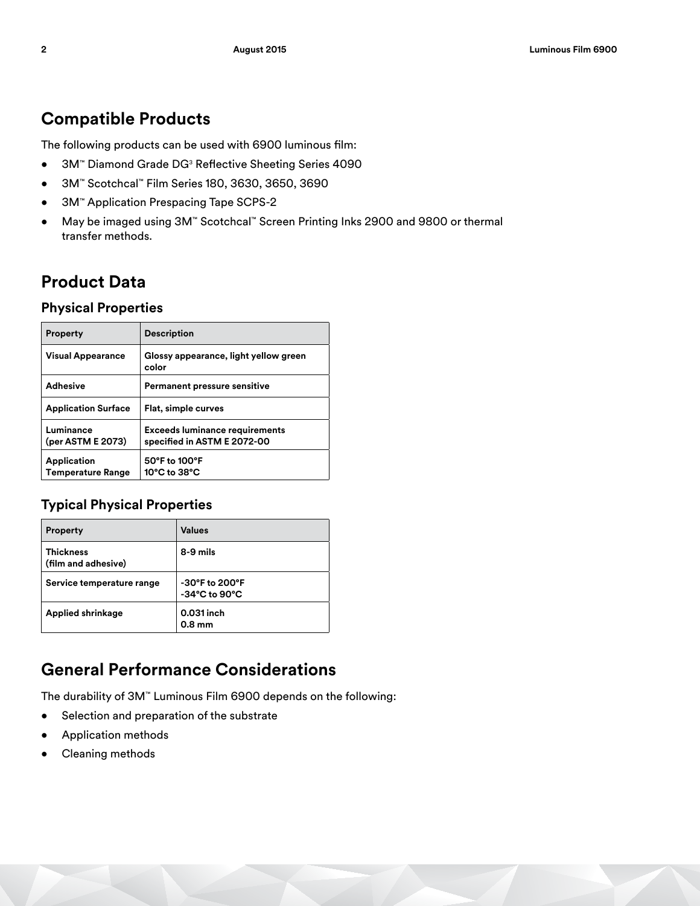## Compatible Products

The following products can be used with 6900 luminous film:

- 3M™ Diamond Grade DG[3] Reflective Sheeting Series 4090
- 3M™ Scotchcal™ Film Series 180, 3630, 3650, 3690
- 3M™ Application Prespacing Tape SCPS-2
- May be imaged using 3M™ Scotchcal™ Screen Printing Inks 2900 and 9800 or thermal transfer methods.

## Product Data

### Physical Properties

| Property | Description |
| --- | --- |
| Visual Appearance | Glossy appearance, light yellow green color |
| Adhesive | Permanent pressure sensitive |
| Application Surface | Flat, simple curves |
| Luminance (per ASTM E 2073) | Exceeds luminance requirements specified in ASTM E 2072-00 |
| Application Temperature Range | 50°F to 100°F<br>10°C to 38°C |

### Typical Physical Properties

| Property | Values |
| --- | --- |
| Thickness (film and adhesive) | 8-9 mils |
| Service temperature range | -30°F to 200°F<br>-34°C to 90°C |
| Applied shrinkage | 0.031 inch<br>0.8 mm |

## General Performance Considerations

The durability of 3M™ Luminous Film 6900 depends on the following:

- Selection and preparation of the substrate
- Application methods
- Cleaning methods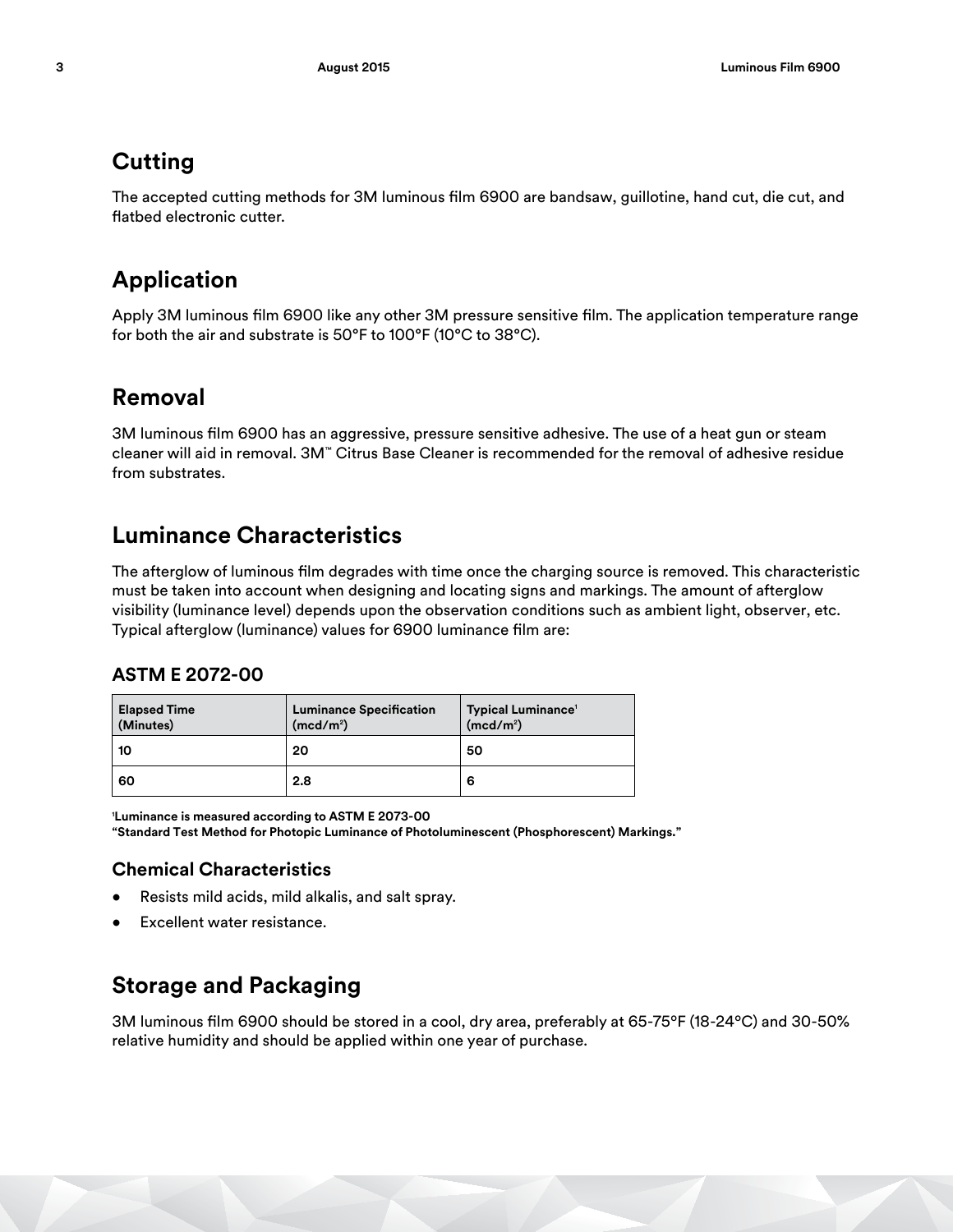## Cutting

The accepted cutting methods for 3M luminous film 6900 are bandsaw, guillotine, hand cut, die cut, and flatbed electronic cutter.

## Application

Apply 3M luminous film 6900 like any other 3M pressure sensitive film. The application temperature range for both the air and substrate is 50°F to 100°F (10°C to 38°C).

## Removal

3M luminous film 6900 has an aggressive, pressure sensitive adhesive. The use of a heat gun or steam cleaner will aid in removal. 3M™ Citrus Base Cleaner is recommended for the removal of adhesive residue from substrates.

## Luminance Characteristics

The afterglow of luminous film degrades with time once the charging source is removed. This characteristic must be taken into account when designing and locating signs and markings. The amount of afterglow visibility (luminance level) depends upon the observation conditions such as ambient light, observer, etc. Typical afterglow (luminance) values for 6900 luminance film are:

### ASTM E 2072-00

| Elapsed Time (Minutes) | Luminance Specification ($mcd/m^2$) | Typical Luminance[1] ($mcd/m^2$) |
|---|---|---|
| 10 | 20 | 50 |
| 60 | 2.8 | 6 |

**[1]Luminance is measured according to ASTM E 2073-00**
**"Standard Test Method for Photopic Luminance of Photoluminescent (Phosphorescent) Markings."**

### Chemical Characteristics

- Resists mild acids, mild alkalis, and salt spray.
- Excellent water resistance.

## Storage and Packaging

3M luminous film 6900 should be stored in a cool, dry area, preferably at 65-75°F (18-24°C) and 30-50% relative humidity and should be applied within one year of purchase.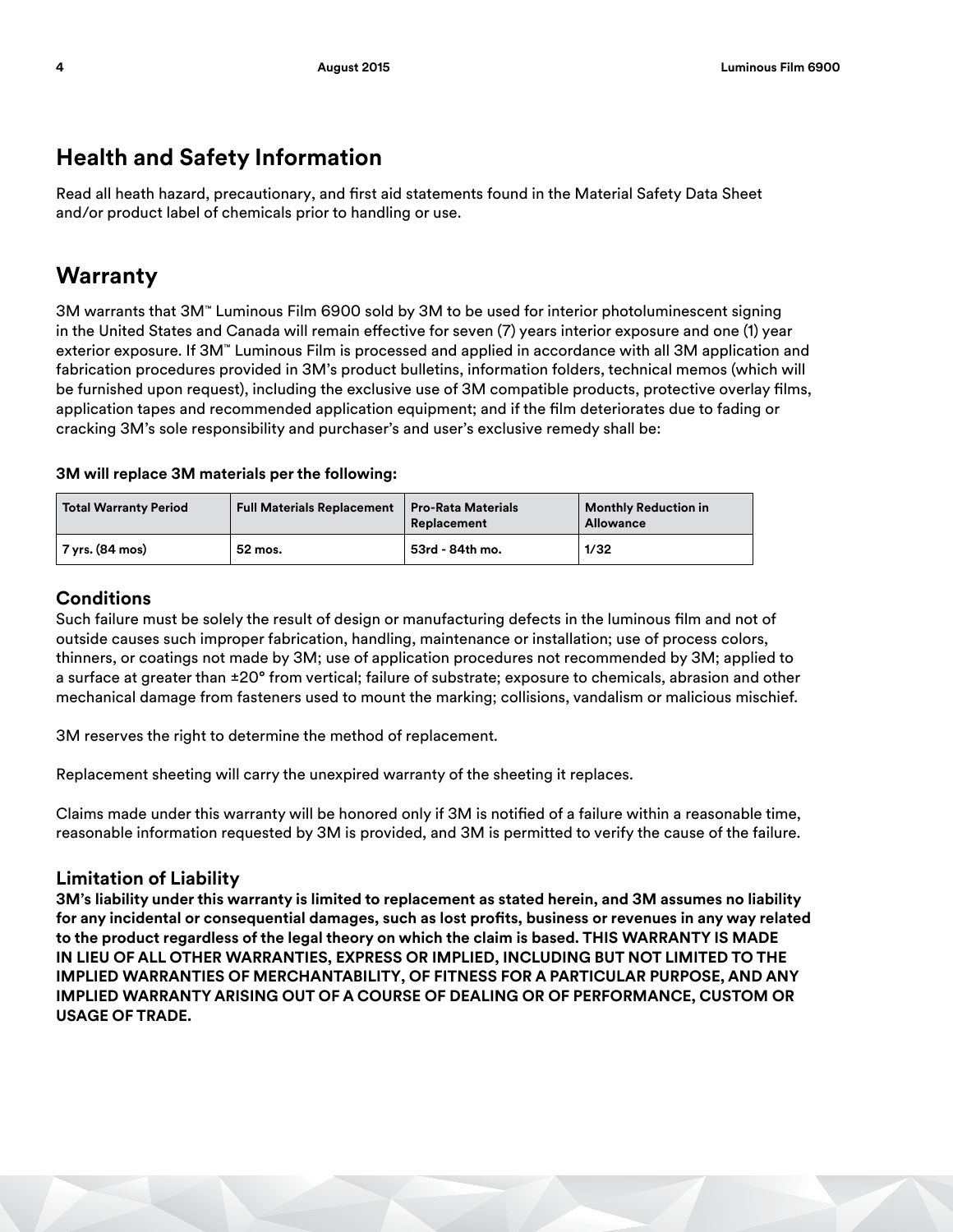## Health and Safety Information

Read all heath hazard, precautionary, and first aid statements found in the Material Safety Data Sheet and/or product label of chemicals prior to handling or use.

## Warranty

3M warrants that 3M™ Luminous Film 6900 sold by 3M to be used for interior photoluminescent signing in the United States and Canada will remain effective for seven (7) years interior exposure and one (1) year exterior exposure. If 3M™ Luminous Film is processed and applied in accordance with all 3M application and fabrication procedures provided in 3M's product bulletins, information folders, technical memos (which will be furnished upon request), including the exclusive use of 3M compatible products, protective overlay films, application tapes and recommended application equipment; and if the film deteriorates due to fading or cracking 3M's sole responsibility and purchaser's and user's exclusive remedy shall be:

**3M will replace 3M materials per the following:**

| Total Warranty Period | Full Materials Replacement | Pro-Rata Materials Replacement | Monthly Reduction in Allowance |
|---|---|---|---|
| 7 yrs. (84 mos) | 52 mos. | 53rd - 84th mo. | 1/32 |

### Conditions

Such failure must be solely the result of design or manufacturing defects in the luminous film and not of outside causes such improper fabrication, handling, maintenance or installation; use of process colors, thinners, or coatings not made by 3M; use of application procedures not recommended by 3M; applied to a surface at greater than ±20° from vertical; failure of substrate; exposure to chemicals, abrasion and other mechanical damage from fasteners used to mount the marking; collisions, vandalism or malicious mischief.

3M reserves the right to determine the method of replacement.

Replacement sheeting will carry the unexpired warranty of the sheeting it replaces.

Claims made under this warranty will be honored only if 3M is notified of a failure within a reasonable time, reasonable information requested by 3M is provided, and 3M is permitted to verify the cause of the failure.

### Limitation of Liability

**3M's liability under this warranty is limited to replacement as stated herein, and 3M assumes no liability for any incidental or consequential damages, such as lost profits, business or revenues in any way related to the product regardless of the legal theory on which the claim is based. THIS WARRANTY IS MADE IN LIEU OF ALL OTHER WARRANTIES, EXPRESS OR IMPLIED, INCLUDING BUT NOT LIMITED TO THE IMPLIED WARRANTIES OF MERCHANTABILITY, OF FITNESS FOR A PARTICULAR PURPOSE, AND ANY IMPLIED WARRANTY ARISING OUT OF A COURSE OF DEALING OR OF PERFORMANCE, CUSTOM OR USAGE OF TRADE.**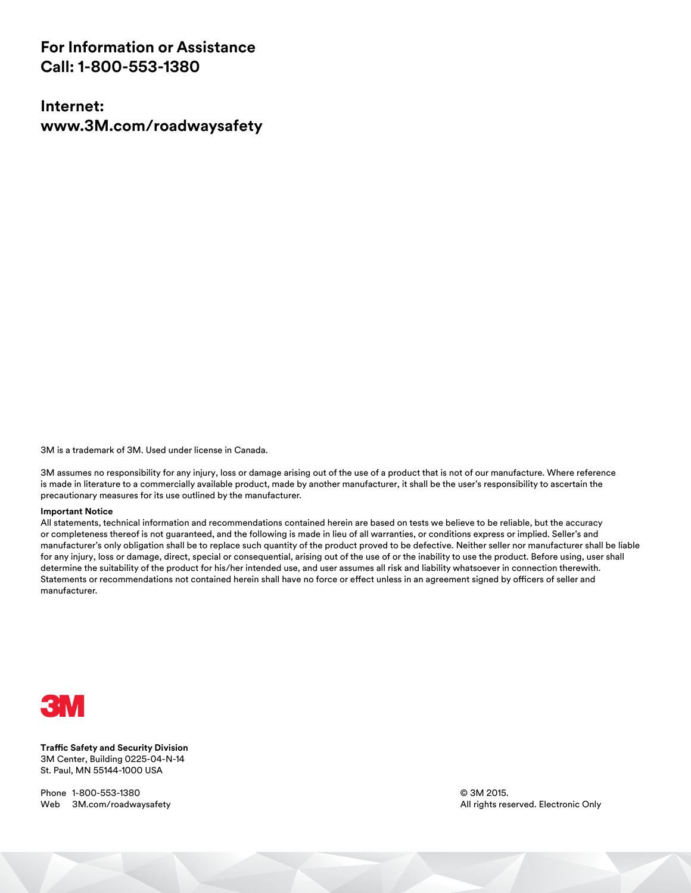**For Information or Assistance**
**Call: 1-800-553-1380**

**Internet:**
**www.3M.com/roadwaysafety**

3M is a trademark of 3M. Used under license in Canada.

3M assumes no responsibility for any injury, loss or damage arising out of the use of a product that is not of our manufacture. Where reference is made in literature to a commercially available product, made by another manufacturer, it shall be the user's responsibility to ascertain the precautionary measures for its use outlined by the manufacturer.

**Important Notice**

All statements, technical information and recommendations contained herein are based on tests we believe to be reliable, but the accuracy or completeness thereof is not guaranteed, and the following is made in lieu of all warranties, or conditions express or implied. Seller's and manufacturer's only obligation shall be to replace such quantity of the product proved to be defective. Neither seller nor manufacturer shall be liable for any injury, loss or damage, direct, special or consequential, arising out of the use of or the inability to use the product. Before using, user shall determine the suitability of the product for his/her intended use, and user assumes all risk and liability whatsoever in connection therewith. Statements or recommendations not contained herein shall have no force or effect unless in an agreement signed by officers of seller and manufacturer.

3M

**Traffic Safety and Security Division**
3M Center, Building 0225-04-N-14
St. Paul, MN 55144-1000 USA

Phone 1-800-553-1380
Web 3M.com/roadwaysafety

© 3M 2015.
All rights reserved. Electronic Only